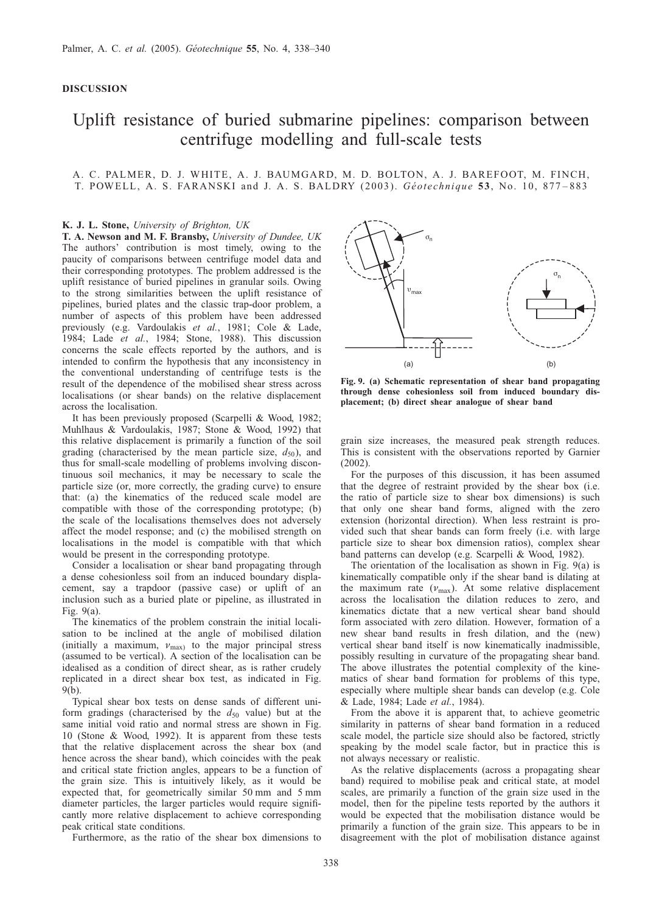**DISCUSSION**

# Uplift resistance of buried submarine pipelines: comparison between centrifuge modelling and full-scale tests

A. C. PALMER, D. J. WHITE, A. J. BAUMGARD, M. D. BOLTON, A. J. BAREFOOT, M. FINCH, T. POWELL, A. S. FARANSKI and J. A. S. BALDRY (2003). *Géotechnique* **53**, No. 10, 877–883

**K. J. L. Stone,** *University of Brighton, UK*
**T. A. Newson and M. F. Bransby,** *University of Dundee, UK*

The authors' contribution is most timely, owing to the paucity of comparisons between centrifuge model data and their corresponding prototypes. The problem addressed is the uplift resistance of buried pipelines in granular soils. Owing to the strong similarities between the uplift resistance of pipelines, buried plates and the classic trap-door problem, a number of aspects of this problem have been addressed previously (e.g. Vardoulakis *et al.*, 1981; Cole & Lade, 1984; Lade *et al.*, 1984; Stone, 1988). This discussion concerns the scale effects reported by the authors, and is intended to confirm the hypothesis that any inconsistency in the conventional understanding of centrifuge tests is the result of the dependence of the mobilised shear stress across localisations (or shear bands) on the relative displacement across the localisation.

It has been previously proposed (Scarpelli & Wood, 1982; Muhlhaus & Vardoulakis, 1987; Stone & Wood, 1992) that this relative displacement is primarily a function of the soil grading (characterised by the mean particle size, $d_{50}$), and thus for small-scale modelling of problems involving discontinuous soil mechanics, it may be necessary to scale the particle size (or, more correctly, the grading curve) to ensure that: (a) the kinematics of the reduced scale model are compatible with those of the corresponding prototype; (b) the scale of the localisations themselves does not adversely affect the model response; and (c) the mobilised strength on localisations in the model is compatible with that which would be present in the corresponding prototype.

Consider a localisation or shear band propagating through a dense cohesionless soil from an induced boundary displacement, say a trapdoor (passive case) or uplift of an inclusion such as a buried plate or pipeline, as illustrated in Fig. 9(a).

The kinematics of the problem constrain the initial localisation to be inclined at the angle of mobilised dilation (initially a maximum, $\nu_{max}$) to the major principal stress (assumed to be vertical). A section of the localisation can be idealised as a condition of direct shear, as is rather crudely replicated in a direct shear box test, as indicated in Fig. 9(b).

Typical shear box tests on dense sands of different uniform gradings (characterised by the $d_{50}$ value) but at the same initial void ratio and normal stress are shown in Fig. 10 (Stone & Wood, 1992). It is apparent from these tests that the relative displacement across the shear box (and hence across the shear band), which coincides with the peak and critical state friction angles, appears to be a function of the grain size. This is intuitively likely, as it would be expected that, for geometrically similar 50 mm and 5 mm diameter particles, the larger particles would require significantly more relative displacement to achieve corresponding peak critical state conditions.

Furthermore, as the ratio of the shear box dimensions to grain size increases, the measured peak strength reduces. This is consistent with the observations reported by Garnier (2002).

Fig. 9. (a) Schematic representation of shear band propagating through dense cohesionless soil from induced boundary displacement; (b) direct shear analogue of shear band

For the purposes of this discussion, it has been assumed that the degree of restraint provided by the shear box (i.e. the ratio of particle size to shear box dimensions) is such that only one shear band forms, aligned with the zero extension (horizontal direction). When less restraint is provided such that shear bands can form freely (i.e. with large particle size to shear box dimension ratios), complex shear band patterns can develop (e.g. Scarpelli & Wood, 1982).

The orientation of the localisation as shown in Fig. 9(a) is kinematically compatible only if the shear band is dilating at the maximum rate ($\nu_{max}$). At some relative displacement across the localisation the dilation reduces to zero, and kinematics dictate that a new vertical shear band should form associated with zero dilation. However, formation of a new shear band results in fresh dilation, and the (new) vertical shear band itself is now kinematically inadmissible, possibly resulting in curvature of the propagating shear band. The above illustrates the potential complexity of the kinematics of shear band formation for problems of this type, especially where multiple shear bands can develop (e.g. Cole & Lade, 1984; Lade *et al.*, 1984).

From the above it is apparent that, to achieve geometric similarity in patterns of shear band formation in a reduced scale model, the particle size should also be factored, strictly speaking by the model scale factor, but in practice this is not always necessary or realistic.

As the relative displacements (across a propagating shear band) required to mobilise peak and critical state, at model scales, are primarily a function of the grain size used in the model, then for the pipeline tests reported by the authors it would be expected that the mobilisation distance would be primarily a function of the grain size. This appears to be in disagreement with the plot of mobilisation distance against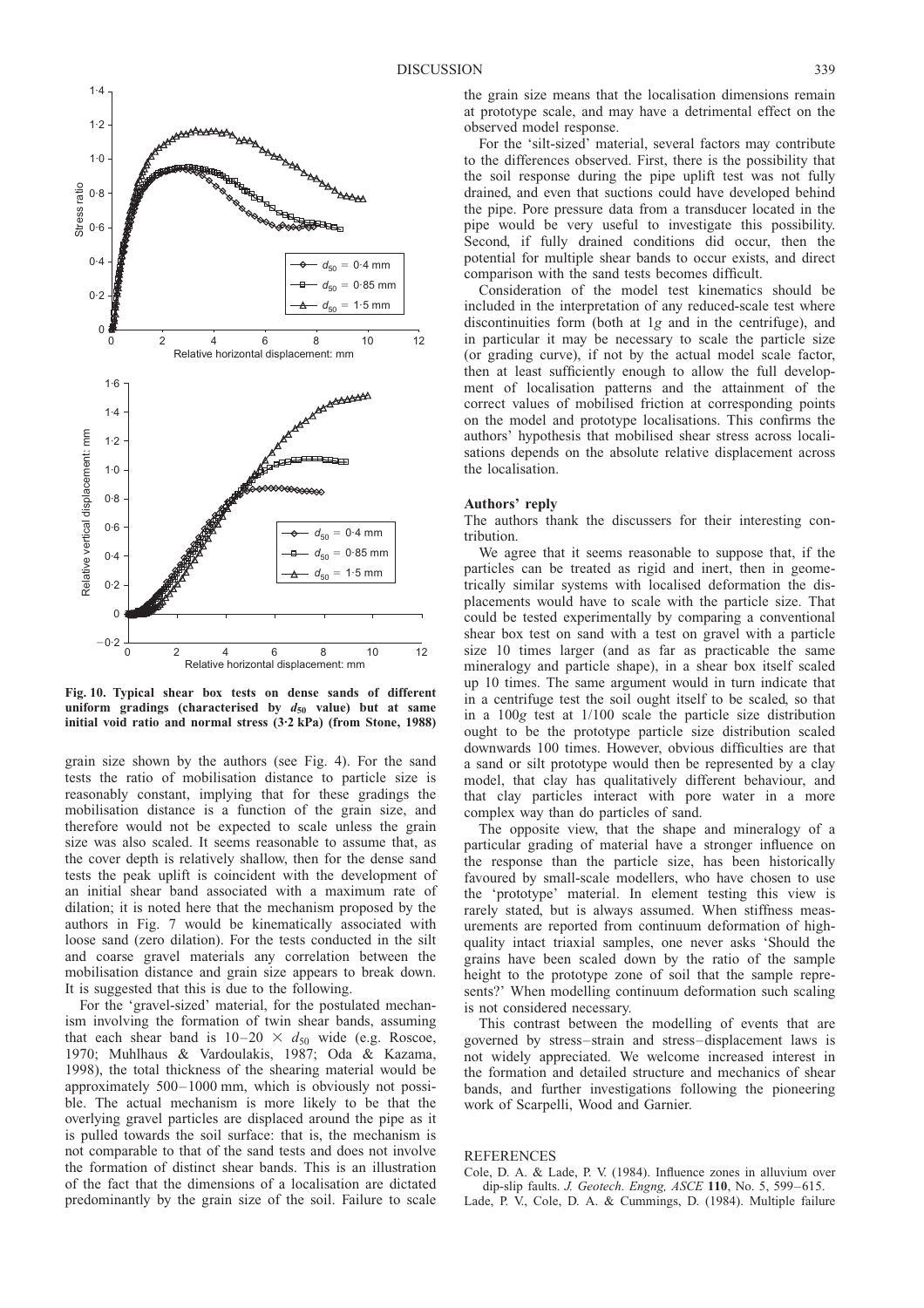Fig. 10. Typical shear box tests on dense sands of different uniform gradings (characterised by $d_{50}$ value) but at same initial void ratio and normal stress (3·2 kPa) (from Stone, 1988)

grain size shown by the authors (see Fig. 4). For the sand tests the ratio of mobilisation distance to particle size is reasonably constant, implying that for these gradings the mobilisation distance is a function of the grain size, and therefore would not be expected to scale unless the grain size was also scaled. It seems reasonable to assume that, as the cover depth is relatively shallow, then for the dense sand tests the peak uplift is coincident with the development of an initial shear band associated with a maximum rate of dilation; it is noted here that the mechanism proposed by the authors in Fig. 7 would be kinematically associated with loose sand (zero dilation). For the tests conducted in the silt and coarse gravel materials any correlation between the mobilisation distance and grain size appears to break down. It is suggested that this is due to the following.

For the 'gravel-sized' material, for the postulated mechanism involving the formation of twin shear bands, assuming that each shear band is $10–20 \times d_{50}$ wide (e.g. Roscoe, 1970; Muhlhaus & Vardoulakis, 1987; Oda & Kazama, 1998), the total thickness of the shearing material would be approximately 500–1000 mm, which is obviously not possible. The actual mechanism is more likely to be that the overlying gravel particles are displaced around the pipe as it is pulled towards the soil surface: that is, the mechanism is not comparable to that of the sand tests and does not involve the formation of distinct shear bands. This is an illustration of the fact that the dimensions of a localisation are dictated predominantly by the grain size of the soil. Failure to scale the grain size means that the localisation dimensions remain at prototype scale, and may have a detrimental effect on the observed model response.

For the 'silt-sized' material, several factors may contribute to the differences observed. First, there is the possibility that the soil response during the pipe uplift test was not fully drained, and even that suctions could have developed behind the pipe. Pore pressure data from a transducer located in the pipe would be very useful to investigate this possibility. Second, if fully drained conditions did occur, then the potential for multiple shear bands to occur exists, and direct comparison with the sand tests becomes difficult.

Consideration of the model test kinematics should be included in the interpretation of any reduced-scale test where discontinuities form (both at 1$g$ and in the centrifuge), and in particular it may be necessary to scale the particle size (or grading curve), if not by the actual model scale factor, then at least sufficiently enough to allow the full development of localisation patterns and the attainment of the correct values of mobilised friction at corresponding points on the model and prototype localisations. This confirms the authors' hypothesis that mobilised shear stress across localisations depends on the absolute relative displacement across the localisation.

## Authors' reply

The authors thank the discussers for their interesting contribution.

We agree that it seems reasonable to suppose that, if the particles can be treated as rigid and inert, then in geometrically similar systems with localised deformation the displacements would have to scale with the particle size. That could be tested experimentally by comparing a conventional shear box test on sand with a test on gravel with a particle size 10 times larger (and as far as practicable the same mineralogy and particle shape), in a shear box itself scaled up 10 times. The same argument would in turn indicate that in a centrifuge test the soil ought itself to be scaled, so that in a 100$g$ test at 1/100 scale the particle size distribution ought to be the prototype particle size distribution scaled downwards 100 times. However, obvious difficulties are that a sand or silt prototype would then be represented by a clay model, that clay has qualitatively different behaviour, and that clay particles interact with pore water in a more complex way than do particles of sand.

The opposite view, that the shape and mineralogy of a particular grading of material have a stronger influence on the response than the particle size, has been historically favoured by small-scale modellers, who have chosen to use the 'prototype' material. In element testing this view is rarely stated, but is always assumed. When stiffness measurements are reported from continuum deformation of high-quality intact triaxial samples, one never asks 'Should the grains have been scaled down by the ratio of the sample height to the prototype zone of soil that the sample represents?' When modelling continuum deformation such scaling is not considered necessary.

This contrast between the modelling of events that are governed by stress–strain and stress–displacement laws is not widely appreciated. We welcome increased interest in the formation and detailed structure and mechanics of shear bands, and further investigations following the pioneering work of Scarpelli, Wood and Garnier.

## REFERENCES

Cole, D. A. & Lade, P. V. (1984). Influence zones in alluvium over dip-slip faults. *J. Geotech. Engng, ASCE* **110**, No. 5, 599–615.

Lade, P. V., Cole, D. A. & Cummings, D. (1984). Multiple failure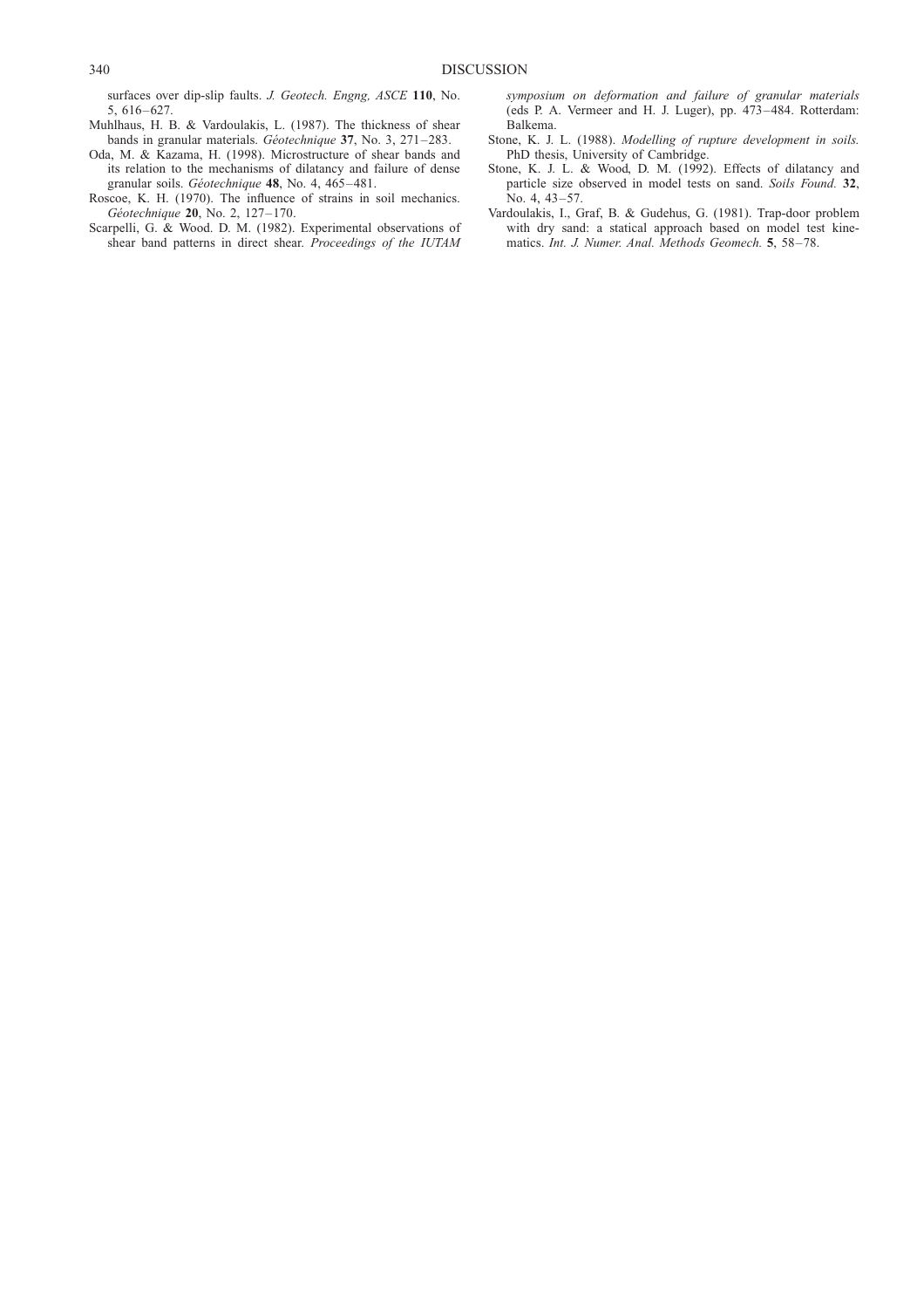surfaces over dip-slip faults. *J. Geotech. Engng, ASCE* **110**, No. 5, 616–627.

Muhlhaus, H. B. & Vardoulakis, L. (1987). The thickness of shear bands in granular materials. *Géotechnique* **37**, No. 3, 271–283.

Oda, M. & Kazama, H. (1998). Microstructure of shear bands and its relation to the mechanisms of dilatancy and failure of dense granular soils. *Géotechnique* **48**, No. 4, 465–481.

Roscoe, K. H. (1970). The influence of strains in soil mechanics. *Géotechnique* **20**, No. 2, 127–170.

Scarpelli, G. & Wood. D. M. (1982). Experimental observations of shear band patterns in direct shear. *Proceedings of the IUTAM symposium on deformation and failure of granular materials* (eds P. A. Vermeer and H. J. Luger), pp. 473–484. Rotterdam: Balkema.

Stone, K. J. L. (1988). *Modelling of rupture development in soils.* PhD thesis, University of Cambridge.

Stone, K. J. L. & Wood, D. M. (1992). Effects of dilatancy and particle size observed in model tests on sand. *Soils Found.* **32**, No. 4, 43–57.

Vardoulakis, I., Graf, B. & Gudehus, G. (1981). Trap-door problem with dry sand: a statical approach based on model test kinematics. *Int. J. Numer. Anal. Methods Geomech.* **5**, 58–78.